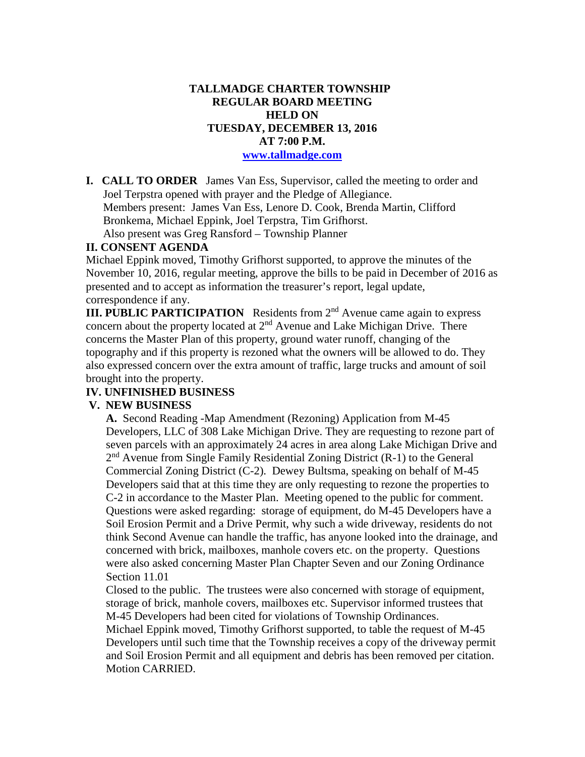# TALLMADGE CHARTER TOWNSHIP
## REGULAR BOARD MEETING
## HELD ON
## TUESDAY, DECEMBER 13, 2016
## AT 7:00 P.M.

**www.tallmadge.com**

**I. CALL TO ORDER** James Van Ess, Supervisor, called the meeting to order and Joel Terpstra opened with prayer and the Pledge of Allegiance.
Members present: James Van Ess, Lenore D. Cook, Brenda Martin, Clifford Bronkema, Michael Eppink, Joel Terpstra, Tim Grifhorst.
Also present was Greg Ransford – Township Planner

**II. CONSENT AGENDA**

Michael Eppink moved, Timothy Grifhorst supported, to approve the minutes of the November 10, 2016, regular meeting, approve the bills to be paid in December of 2016 as presented and to accept as information the treasurer's report, legal update, correspondence if any.

**III. PUBLIC PARTICIPATION** Residents from 2nd Avenue came again to express concern about the property located at 2nd Avenue and Lake Michigan Drive. There concerns the Master Plan of this property, ground water runoff, changing of the topography and if this property is rezoned what the owners will be allowed to do. They also expressed concern over the extra amount of traffic, large trucks and amount of soil brought into the property.

**IV. UNFINISHED BUSINESS**

**V. NEW BUSINESS**

**A.** Second Reading -Map Amendment (Rezoning) Application from M-45 Developers, LLC of 308 Lake Michigan Drive. They are requesting to rezone part of seven parcels with an approximately 24 acres in area along Lake Michigan Drive and 2nd Avenue from Single Family Residential Zoning District (R-1) to the General Commercial Zoning District (C-2). Dewey Bultsma, speaking on behalf of M-45 Developers said that at this time they are only requesting to rezone the properties to C-2 in accordance to the Master Plan. Meeting opened to the public for comment. Questions were asked regarding: storage of equipment, do M-45 Developers have a Soil Erosion Permit and a Drive Permit, why such a wide driveway, residents do not think Second Avenue can handle the traffic, has anyone looked into the drainage, and concerned with brick, mailboxes, manhole covers etc. on the property. Questions were also asked concerning Master Plan Chapter Seven and our Zoning Ordinance Section 11.01

Closed to the public. The trustees were also concerned with storage of equipment, storage of brick, manhole covers, mailboxes etc. Supervisor informed trustees that M-45 Developers had been cited for violations of Township Ordinances.

Michael Eppink moved, Timothy Grifhorst supported, to table the request of M-45 Developers until such time that the Township receives a copy of the driveway permit and Soil Erosion Permit and all equipment and debris has been removed per citation. Motion CARRIED.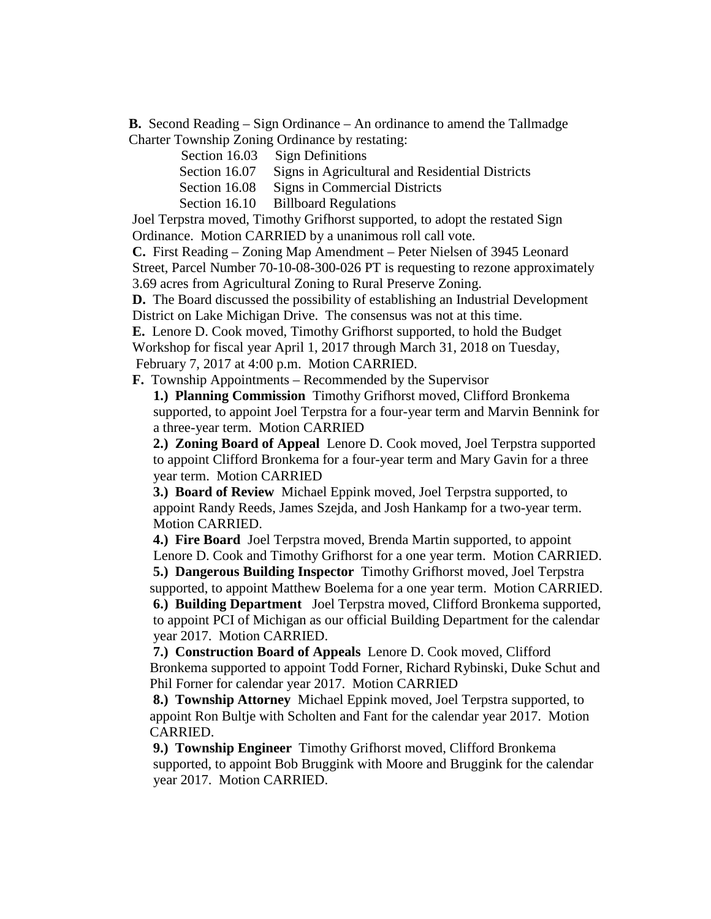**B.** Second Reading – Sign Ordinance – An ordinance to amend the Tallmadge Charter Township Zoning Ordinance by restating:

Section 16.03 Sign Definitions
Section 16.07 Signs in Agricultural and Residential Districts
Section 16.08 Signs in Commercial Districts
Section 16.10 Billboard Regulations

Joel Terpstra moved, Timothy Grifhorst supported, to adopt the restated Sign Ordinance. Motion CARRIED by a unanimous roll call vote.

**C.** First Reading – Zoning Map Amendment – Peter Nielsen of 3945 Leonard Street, Parcel Number 70-10-08-300-026 PT is requesting to rezone approximately 3.69 acres from Agricultural Zoning to Rural Preserve Zoning.

**D.** The Board discussed the possibility of establishing an Industrial Development District on Lake Michigan Drive. The consensus was not at this time.

**E.** Lenore D. Cook moved, Timothy Grifhorst supported, to hold the Budget Workshop for fiscal year April 1, 2017 through March 31, 2018 on Tuesday, February 7, 2017 at 4:00 p.m. Motion CARRIED.

**F.** Township Appointments – Recommended by the Supervisor

**1.) Planning Commission** Timothy Grifhorst moved, Clifford Bronkema supported, to appoint Joel Terpstra for a four-year term and Marvin Bennink for a three-year term. Motion CARRIED

**2.) Zoning Board of Appeal** Lenore D. Cook moved, Joel Terpstra supported to appoint Clifford Bronkema for a four-year term and Mary Gavin for a three year term. Motion CARRIED

**3.) Board of Review** Michael Eppink moved, Joel Terpstra supported, to appoint Randy Reeds, James Szejda, and Josh Hankamp for a two-year term. Motion CARRIED.

**4.) Fire Board** Joel Terpstra moved, Brenda Martin supported, to appoint Lenore D. Cook and Timothy Grifhorst for a one year term. Motion CARRIED.

**5.) Dangerous Building Inspector** Timothy Grifhorst moved, Joel Terpstra supported, to appoint Matthew Boelema for a one year term. Motion CARRIED.

**6.) Building Department** Joel Terpstra moved, Clifford Bronkema supported, to appoint PCI of Michigan as our official Building Department for the calendar year 2017. Motion CARRIED.

**7.) Construction Board of Appeals** Lenore D. Cook moved, Clifford Bronkema supported to appoint Todd Forner, Richard Rybinski, Duke Schut and Phil Forner for calendar year 2017. Motion CARRIED

**8.) Township Attorney** Michael Eppink moved, Joel Terpstra supported, to appoint Ron Bultje with Scholten and Fant for the calendar year 2017. Motion CARRIED.

**9.) Township Engineer** Timothy Grifhorst moved, Clifford Bronkema supported, to appoint Bob Bruggink with Moore and Bruggink for the calendar year 2017. Motion CARRIED.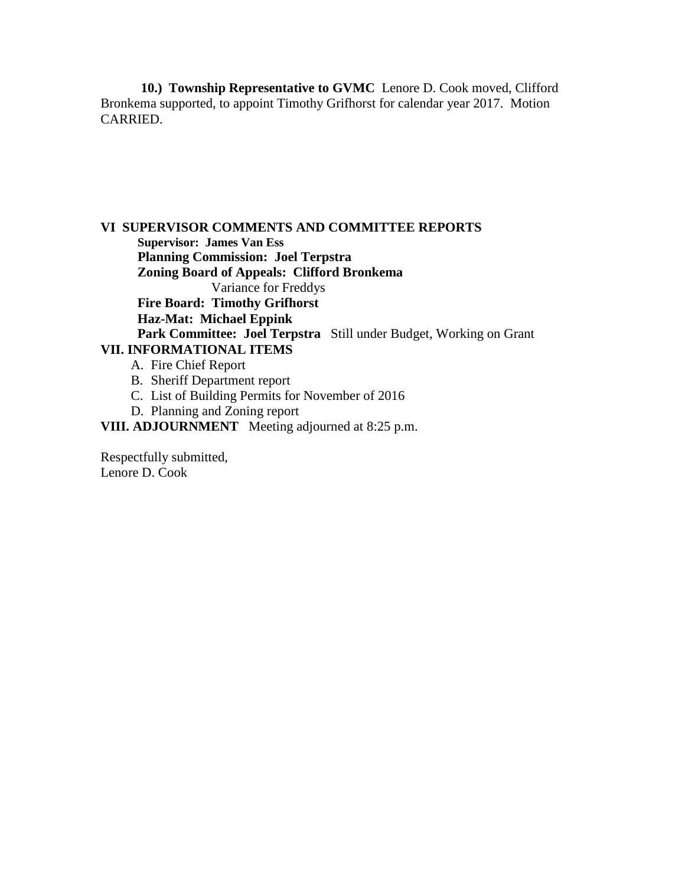**10.) Township Representative to GVMC** Lenore D. Cook moved, Clifford Bronkema supported, to appoint Timothy Grifhorst for calendar year 2017. Motion CARRIED.

## VI SUPERVISOR COMMENTS AND COMMITTEE REPORTS

**Supervisor: James Van Ess**

**Planning Commission: Joel Terpstra**

**Zoning Board of Appeals: Clifford Bronkema**

Variance for Freddys

**Fire Board: Timothy Grifhorst**

**Haz-Mat: Michael Eppink**

**Park Committee: Joel Terpstra** Still under Budget, Working on Grant

## VII. INFORMATIONAL ITEMS

A. Fire Chief Report
B. Sheriff Department report
C. List of Building Permits for November of 2016
D. Planning and Zoning report

**VIII. ADJOURNMENT** Meeting adjourned at 8:25 p.m.

Respectfully submitted,
Lenore D. Cook